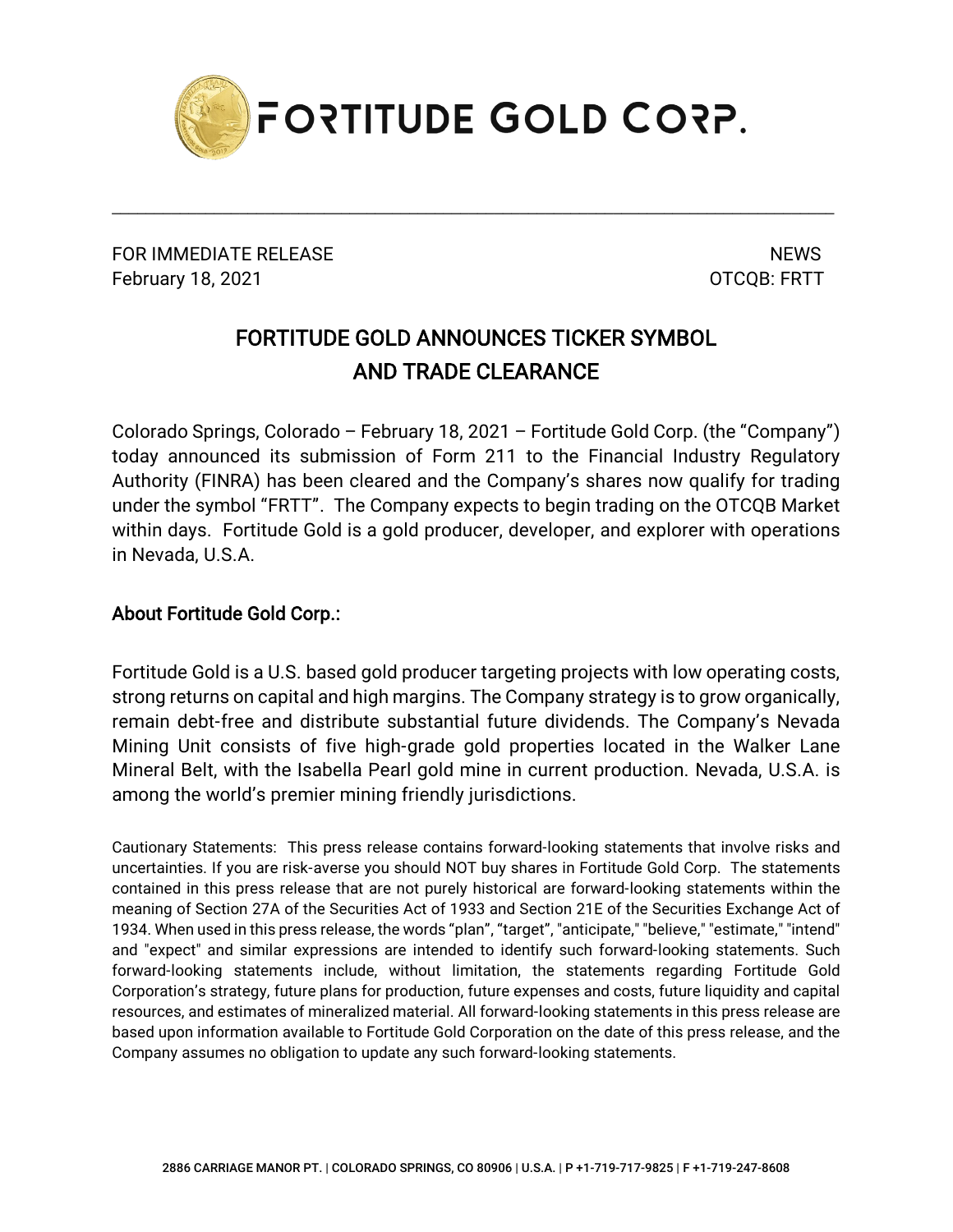FORTITUDE GOLD CORP.

FOR IMMEDIATE RELEASE
February 18, 2021

NEWS
OTCQB: FRTT

# FORTITUDE GOLD ANNOUNCES TICKER SYMBOL AND TRADE CLEARANCE

Colorado Springs, Colorado – February 18, 2021 – Fortitude Gold Corp. (the "Company") today announced its submission of Form 211 to the Financial Industry Regulatory Authority (FINRA) has been cleared and the Company's shares now qualify for trading under the symbol "FRTT". The Company expects to begin trading on the OTCQB Market within days. Fortitude Gold is a gold producer, developer, and explorer with operations in Nevada, U.S.A.

## About Fortitude Gold Corp.:

Fortitude Gold is a U.S. based gold producer targeting projects with low operating costs, strong returns on capital and high margins. The Company strategy is to grow organically, remain debt-free and distribute substantial future dividends. The Company's Nevada Mining Unit consists of five high-grade gold properties located in the Walker Lane Mineral Belt, with the Isabella Pearl gold mine in current production. Nevada, U.S.A. is among the world's premier mining friendly jurisdictions.

Cautionary Statements: This press release contains forward-looking statements that involve risks and uncertainties. If you are risk-averse you should NOT buy shares in Fortitude Gold Corp. The statements contained in this press release that are not purely historical are forward-looking statements within the meaning of Section 27A of the Securities Act of 1933 and Section 21E of the Securities Exchange Act of 1934. When used in this press release, the words "plan", "target", "anticipate," "believe," "estimate," "intend" and "expect" and similar expressions are intended to identify such forward-looking statements. Such forward-looking statements include, without limitation, the statements regarding Fortitude Gold Corporation's strategy, future plans for production, future expenses and costs, future liquidity and capital resources, and estimates of mineralized material. All forward-looking statements in this press release are based upon information available to Fortitude Gold Corporation on the date of this press release, and the Company assumes no obligation to update any such forward-looking statements.

2886 CARRIAGE MANOR PT. | COLORADO SPRINGS, CO 80906 | U.S.A. | P +1-719-717-9825 | F +1-719-247-8608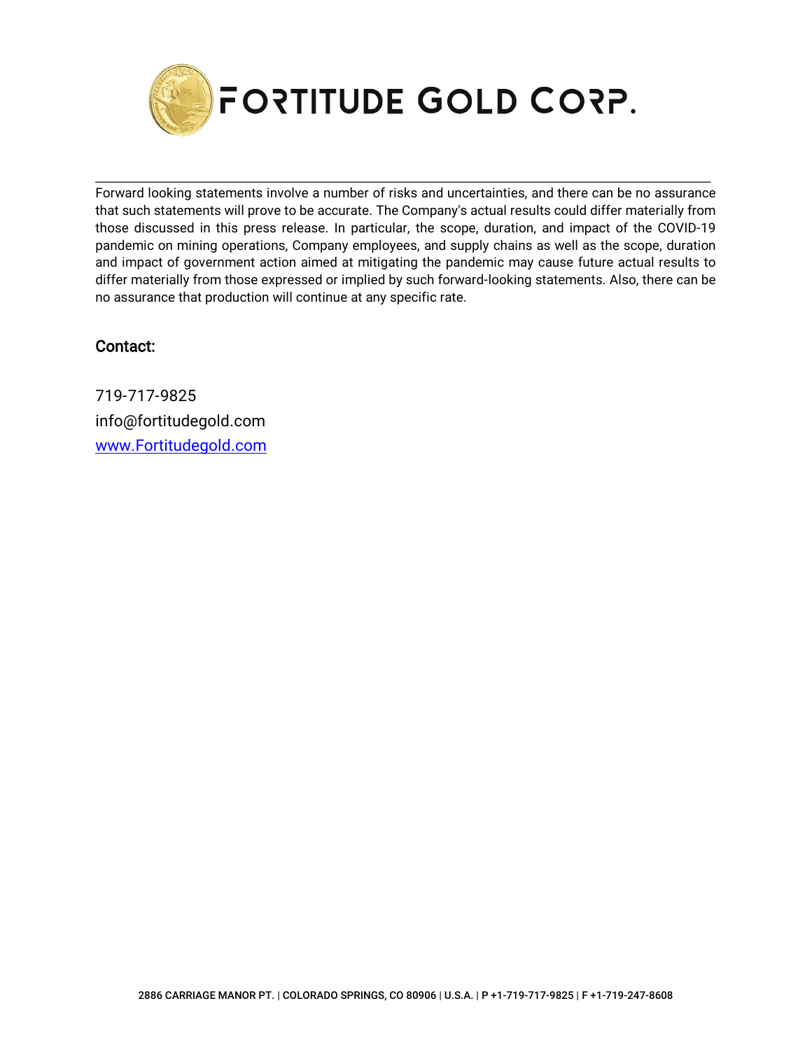Forward looking statements involve a number of risks and uncertainties, and there can be no assurance that such statements will prove to be accurate. The Company's actual results could differ materially from those discussed in this press release. In particular, the scope, duration, and impact of the COVID-19 pandemic on mining operations, Company employees, and supply chains as well as the scope, duration and impact of government action aimed at mitigating the pandemic may cause future actual results to differ materially from those expressed or implied by such forward-looking statements. Also, there can be no assurance that production will continue at any specific rate.

**Contact:**

719-717-9825
info@fortitudegold.com
www.Fortitudegold.com